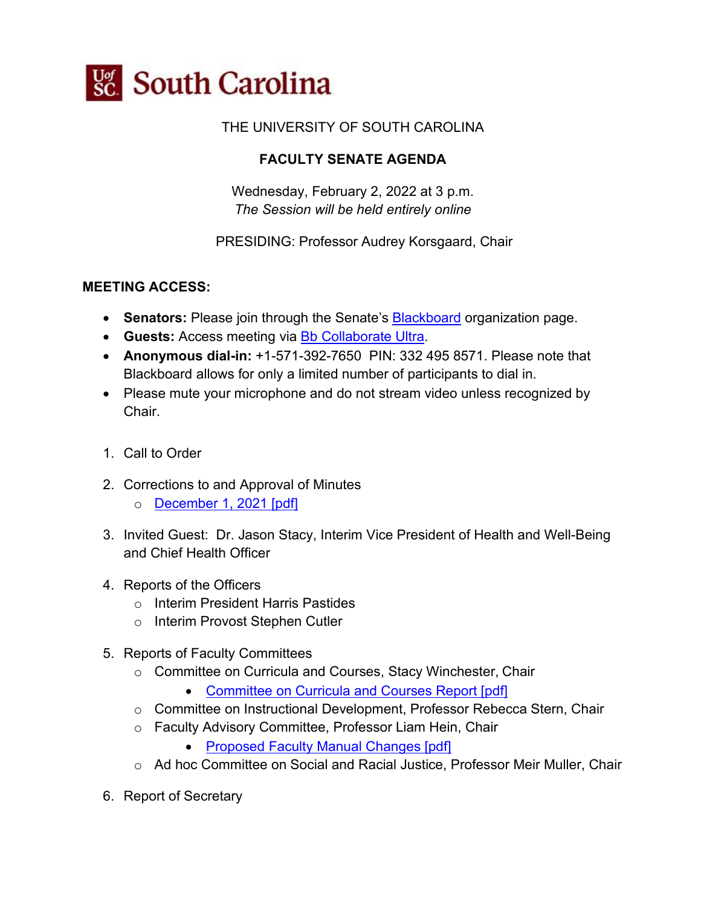South Carolina

THE UNIVERSITY OF SOUTH CAROLINA

# FACULTY SENATE AGENDA

Wednesday, February 2, 2022 at 3 p.m.
*The Session will be held entirely online*

PRESIDING: Professor Audrey Korsgaard, Chair

**MEETING ACCESS:**

- **Senators:** Please join through the Senate's Blackboard organization page.
- **Guests:** Access meeting via Bb Collaborate Ultra.
- **Anonymous dial-in:** +1-571-392-7650 PIN: 332 495 8571. Please note that Blackboard allows for only a limited number of participants to dial in.
- Please mute your microphone and do not stream video unless recognized by Chair.

1. Call to Order
2. Corrections to and Approval of Minutes
   - December 1, 2021 [pdf]
3. Invited Guest: Dr. Jason Stacy, Interim Vice President of Health and Well-Being and Chief Health Officer
4. Reports of the Officers
   - Interim President Harris Pastides
   - Interim Provost Stephen Cutler
5. Reports of Faculty Committees
   - Committee on Curricula and Courses, Stacy Winchester, Chair
     - Committee on Curricula and Courses Report [pdf]
   - Committee on Instructional Development, Professor Rebecca Stern, Chair
   - Faculty Advisory Committee, Professor Liam Hein, Chair
     - Proposed Faculty Manual Changes [pdf]
   - Ad hoc Committee on Social and Racial Justice, Professor Meir Muller, Chair
6. Report of Secretary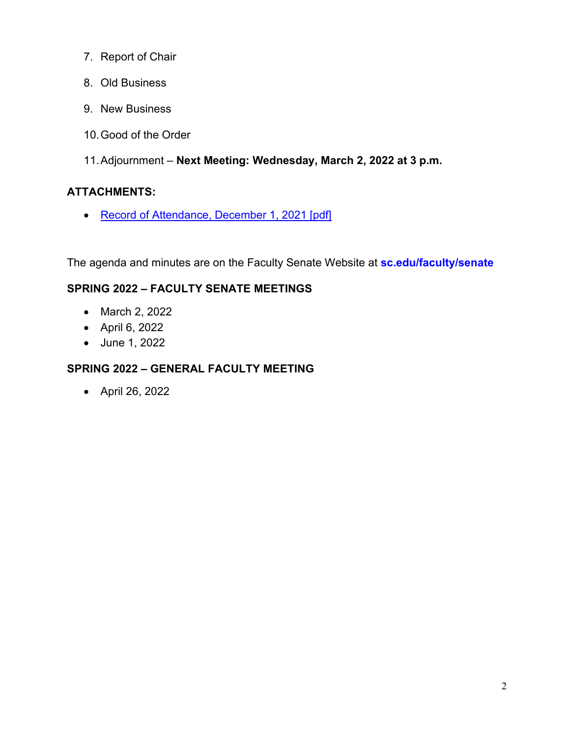7. Report of Chair
8. Old Business
9. New Business
10. Good of the Order
11. Adjournment – **Next Meeting: Wednesday, March 2, 2022 at 3 p.m.**

**ATTACHMENTS:**

- Record of Attendance, December 1, 2021 [pdf]

The agenda and minutes are on the Faculty Senate Website at **sc.edu/faculty/senate**

**SPRING 2022 – FACULTY SENATE MEETINGS**

- March 2, 2022
- April 6, 2022
- June 1, 2022

**SPRING 2022 – GENERAL FACULTY MEETING**

- April 26, 2022